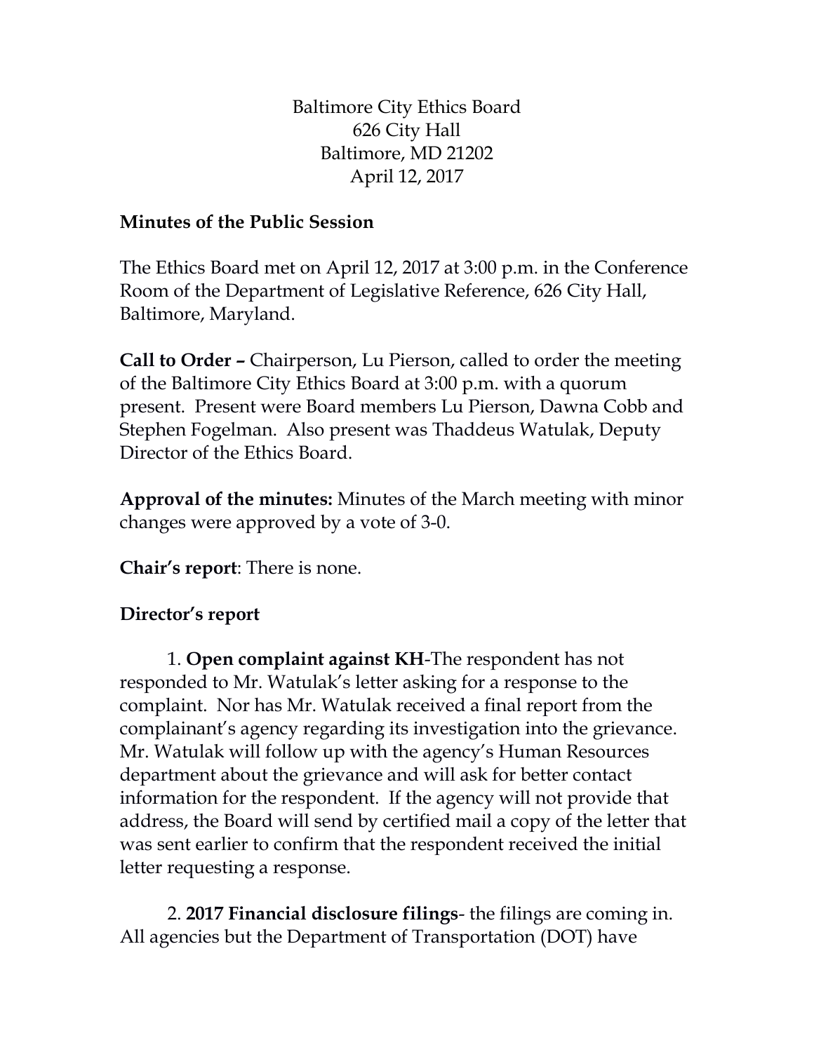Baltimore City Ethics Board
626 City Hall
Baltimore, MD 21202
April 12, 2017

**Minutes of the Public Session**

The Ethics Board met on April 12, 2017 at 3:00 p.m. in the Conference Room of the Department of Legislative Reference, 626 City Hall, Baltimore, Maryland.

**Call to Order –** Chairperson, Lu Pierson, called to order the meeting of the Baltimore City Ethics Board at 3:00 p.m. with a quorum present. Present were Board members Lu Pierson, Dawna Cobb and Stephen Fogelman. Also present was Thaddeus Watulak, Deputy Director of the Ethics Board.

**Approval of the minutes:** Minutes of the March meeting with minor changes were approved by a vote of 3-0.

**Chair's report**: There is none.

**Director's report**

1. **Open complaint against KH**-The respondent has not responded to Mr. Watulak's letter asking for a response to the complaint. Nor has Mr. Watulak received a final report from the complainant's agency regarding its investigation into the grievance. Mr. Watulak will follow up with the agency's Human Resources department about the grievance and will ask for better contact information for the respondent. If the agency will not provide that address, the Board will send by certified mail a copy of the letter that was sent earlier to confirm that the respondent received the initial letter requesting a response.

2. **2017 Financial disclosure filings**- the filings are coming in. All agencies but the Department of Transportation (DOT) have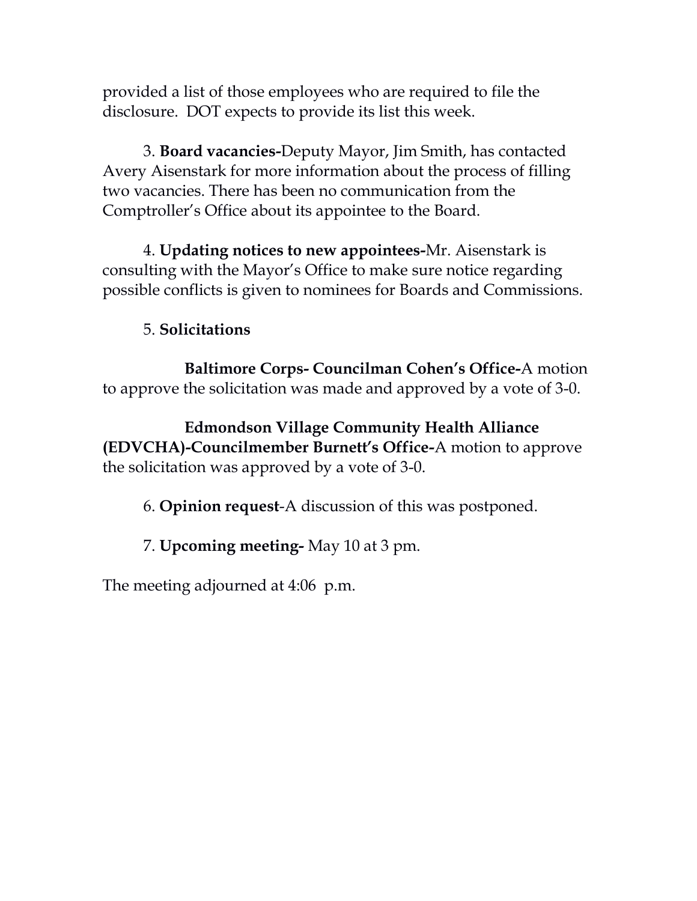provided a list of those employees who are required to file the disclosure. DOT expects to provide its list this week.

3. **Board vacancies-**Deputy Mayor, Jim Smith, has contacted Avery Aisenstark for more information about the process of filling two vacancies. There has been no communication from the Comptroller's Office about its appointee to the Board.

4. **Updating notices to new appointees-**Mr. Aisenstark is consulting with the Mayor's Office to make sure notice regarding possible conflicts is given to nominees for Boards and Commissions.

5. **Solicitations**

**Baltimore Corps- Councilman Cohen's Office-**A motion to approve the solicitation was made and approved by a vote of 3-0.

**Edmondson Village Community Health Alliance (EDVCHA)-Councilmember Burnett's Office-**A motion to approve the solicitation was approved by a vote of 3-0.

6. **Opinion request**-A discussion of this was postponed.

7. **Upcoming meeting-** May 10 at 3 pm.

The meeting adjourned at 4:06 p.m.